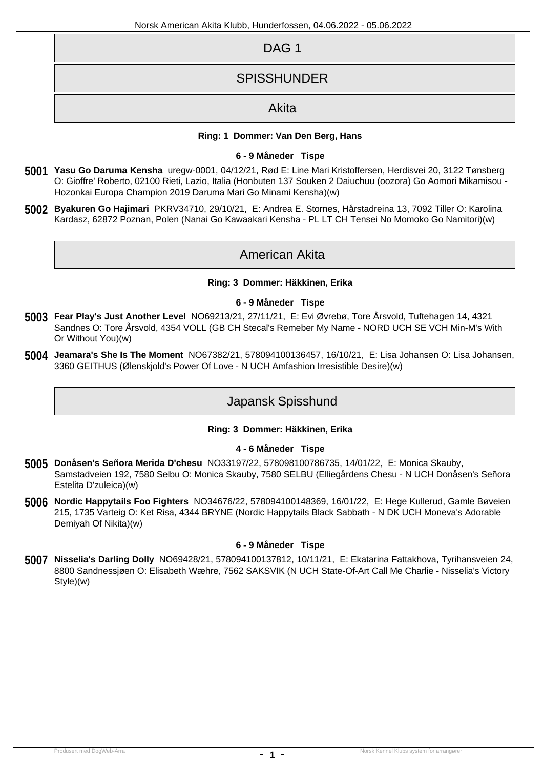# DAG 1

## SPISSHUNDER

### Akita

**Ring: 1 Dommer: Van Den Berg, Hans**

**6 - 9 Måneder Tispe**

**5001** **Yasu Go Daruma Kensha** uregw-0001, 04/12/21, Rød E: Line Mari Kristoffersen, Herdisvei 20, 3122 Tønsberg O: Gioffre' Roberto, 02100 Rieti, Lazio, Italia (Honbuten 137 Souken 2 Daiuchuu (oozora) Go Aomori Mikamisou - Hozonkai Europa Champion 2019 Daruma Mari Go Minami Kensha)(w)

**5002** **Byakuren Go Hajimari** PKRV34710, 29/10/21, E: Andrea E. Stornes, Hårstadreina 13, 7092 Tiller O: Karolina Kardasz, 62872 Poznan, Polen (Nanai Go Kawaakari Kensha - PL LT CH Tensei No Momoko Go Namitori)(w)

### American Akita

**Ring: 3 Dommer: Häkkinen, Erika**

**6 - 9 Måneder Tispe**

**5003** **Fear Play's Just Another Level** NO69213/21, 27/11/21, E: Evi Øvrebø, Tore Årsvold, Tuftehagen 14, 4321 Sandnes O: Tore Årsvold, 4354 VOLL (GB CH Stecal's Remeber My Name - NORD UCH SE VCH Min-M's With Or Without You)(w)

**5004** **Jeamara's She Is The Moment** NO67382/21, 578094100136457, 16/10/21, E: Lisa Johansen O: Lisa Johansen, 3360 GEITHUS (Ølenskjold's Power Of Love - N UCH Amfashion Irresistible Desire)(w)

### Japansk Spisshund

**Ring: 3 Dommer: Häkkinen, Erika**

**4 - 6 Måneder Tispe**

**5005** **Donåsen's Señora Merida D'chesu** NO33197/22, 578098100786735, 14/01/22, E: Monica Skauby, Samstadveien 192, 7580 Selbu O: Monica Skauby, 7580 SELBU (Elliegårdens Chesu - N UCH Donåsen's Señora Estelita D'zuleica)(w)

**5006** **Nordic Happytails Foo Fighters** NO34676/22, 578094100148369, 16/01/22, E: Hege Kullerud, Gamle Bøveien 215, 1735 Varteig O: Ket Risa, 4344 BRYNE (Nordic Happytails Black Sabbath - N DK UCH Moneva's Adorable Demiyah Of Nikita)(w)

**6 - 9 Måneder Tispe**

**5007** **Nisselia's Darling Dolly** NO69428/21, 578094100137812, 10/11/21, E: Ekatarina Fattakhova, Tyrihansveien 24, 8800 Sandnessjøen O: Elisabeth Wæhre, 7562 SAKSVIK (N UCH State-Of-Art Call Me Charlie - Nisselia's Victory Style)(w)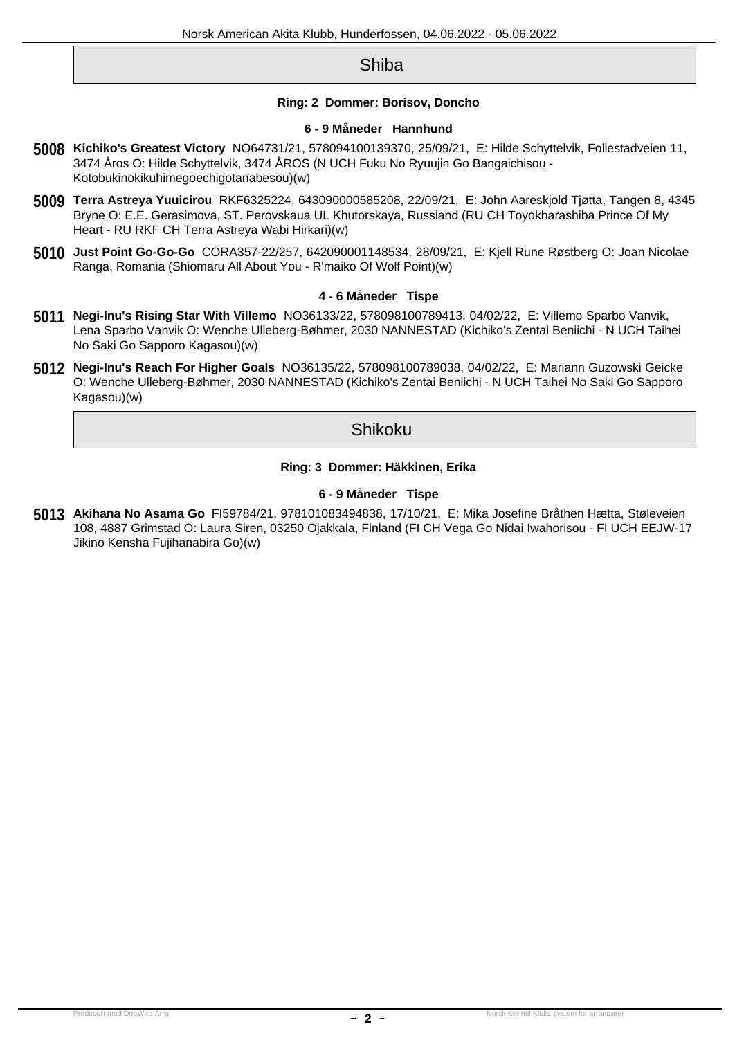## Shiba

**Ring: 2 Dommer: Borisov, Doncho**

### 6 - 9 Måneder Hannhund

**5008** **Kichiko's Greatest Victory** NO64731/21, 578094100139370, 25/09/21, E: Hilde Schyttelvik, Follestadveien 11, 3474 Åros O: Hilde Schyttelvik, 3474 ÅROS (N UCH Fuku No Ryuujin Go Bangaichisou - Kotobukinokikuhimegoechigotanabesou)(w)

**5009** **Terra Astreya Yuuicirou** RKF6325224, 643090000585208, 22/09/21, E: John Aareskjold Tjøtta, Tangen 8, 4345 Bryne O: E.E. Gerasimova, ST. Perovskaua UL Khutorskaya, Russland (RU CH Toyokharashiba Prince Of My Heart - RU RKF CH Terra Astreya Wabi Hirkari)(w)

**5010** **Just Point Go-Go-Go** CORA357-22/257, 642090001148534, 28/09/21, E: Kjell Rune Røstberg O: Joan Nicolae Ranga, Romania (Shiomaru All About You - R'maiko Of Wolf Point)(w)

### 4 - 6 Måneder Tispe

**5011** **Negi-Inu's Rising Star With Villemo** NO36133/22, 578098100789413, 04/02/22, E: Villemo Sparbo Vanvik, Lena Sparbo Vanvik O: Wenche Ulleberg-Bøhmer, 2030 NANNESTAD (Kichiko's Zentai Beniichi - N UCH Taihei No Saki Go Sapporo Kagasou)(w)

**5012** **Negi-Inu's Reach For Higher Goals** NO36135/22, 578098100789038, 04/02/22, E: Mariann Guzowski Geicke O: Wenche Ulleberg-Bøhmer, 2030 NANNESTAD (Kichiko's Zentai Beniichi - N UCH Taihei No Saki Go Sapporo Kagasou)(w)

## Shikoku

**Ring: 3 Dommer: Häkkinen, Erika**

### 6 - 9 Måneder Tispe

**5013** **Akihana No Asama Go** FI59784/21, 978101083494838, 17/10/21, E: Mika Josefine Bråthen Hætta, Støleveien 108, 4887 Grimstad O: Laura Siren, 03250 Ojakkala, Finland (FI CH Vega Go Nidai Iwahorisou - FI UCH EEJW-17 Jikino Kensha Fujihanabira Go)(w)